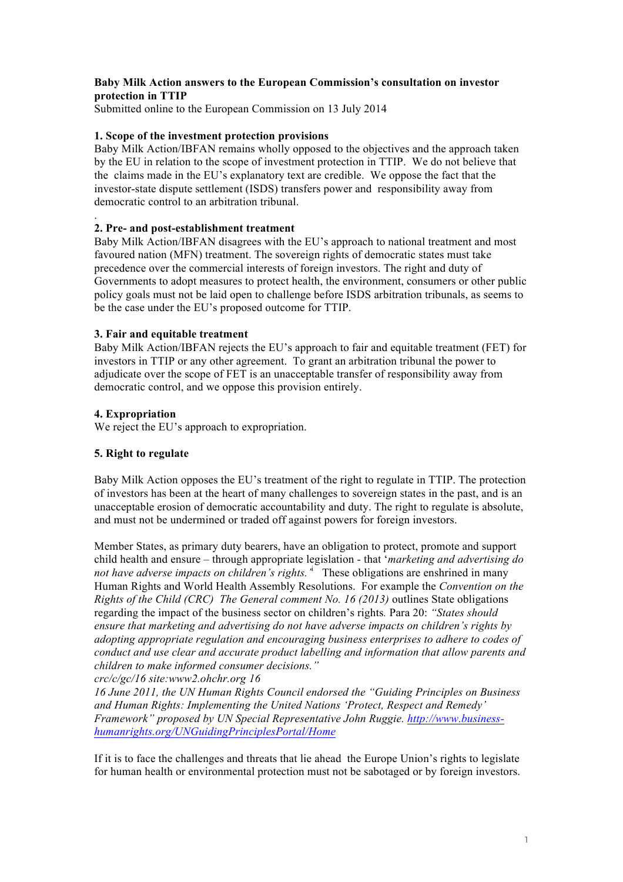**Baby Milk Action answers to the European Commission's consultation on investor protection in TTIP**
Submitted online to the European Commission on 13 July 2014

**1. Scope of the investment protection provisions**
Baby Milk Action/IBFAN remains wholly opposed to the objectives and the approach taken by the EU in relation to the scope of investment protection in TTIP. We do not believe that the claims made in the EU's explanatory text are credible. We oppose the fact that the investor-state dispute settlement (ISDS) transfers power and responsibility away from democratic control to an arbitration tribunal.

.

**2. Pre- and post-establishment treatment**
Baby Milk Action/IBFAN disagrees with the EU's approach to national treatment and most favoured nation (MFN) treatment. The sovereign rights of democratic states must take precedence over the commercial interests of foreign investors. The right and duty of Governments to adopt measures to protect health, the environment, consumers or other public policy goals must not be laid open to challenge before ISDS arbitration tribunals, as seems to be the case under the EU's proposed outcome for TTIP.

**3. Fair and equitable treatment**
Baby Milk Action/IBFAN rejects the EU's approach to fair and equitable treatment (FET) for investors in TTIP or any other agreement. To grant an arbitration tribunal the power to adjudicate over the scope of FET is an unacceptable transfer of responsibility away from democratic control, and we oppose this provision entirely.

**4. Expropriation**
We reject the EU's approach to expropriation.

**5. Right to regulate**

Baby Milk Action opposes the EU's treatment of the right to regulate in TTIP. The protection of investors has been at the heart of many challenges to sovereign states in the past, and is an unacceptable erosion of democratic accountability and duty. The right to regulate is absolute, and must not be undermined or traded off against powers for foreign investors.

Member States, as primary duty bearers, have an obligation to protect, promote and support child health and ensure – through appropriate legislation - that '*marketing and advertising do not have adverse impacts on children's rights.*[a] These obligations are enshrined in many Human Rights and World Health Assembly Resolutions. For example the *Convention on the Rights of the Child (CRC) The General comment No. 16 (2013)* outlines State obligations regarding the impact of the business sector on children's rights*.* Para 20: *"States should ensure that marketing and advertising do not have adverse impacts on children's rights by adopting appropriate regulation and encouraging business enterprises to adhere to codes of conduct and use clear and accurate product labelling and information that allow parents and children to make informed consumer decisions."*
*crc/c/gc/16 site:www2.ohchr.org 16*
*16 June 2011, the UN Human Rights Council endorsed the "Guiding Principles on Business and Human Rights: Implementing the United Nations 'Protect, Respect and Remedy' Framework" proposed by UN Special Representative John Ruggie. http://www.business-humanrights.org/UNGuidingPrinciplesPortal/Home*

If it is to face the challenges and threats that lie ahead the Europe Union's rights to legislate for human health or environmental protection must not be sabotaged or by foreign investors.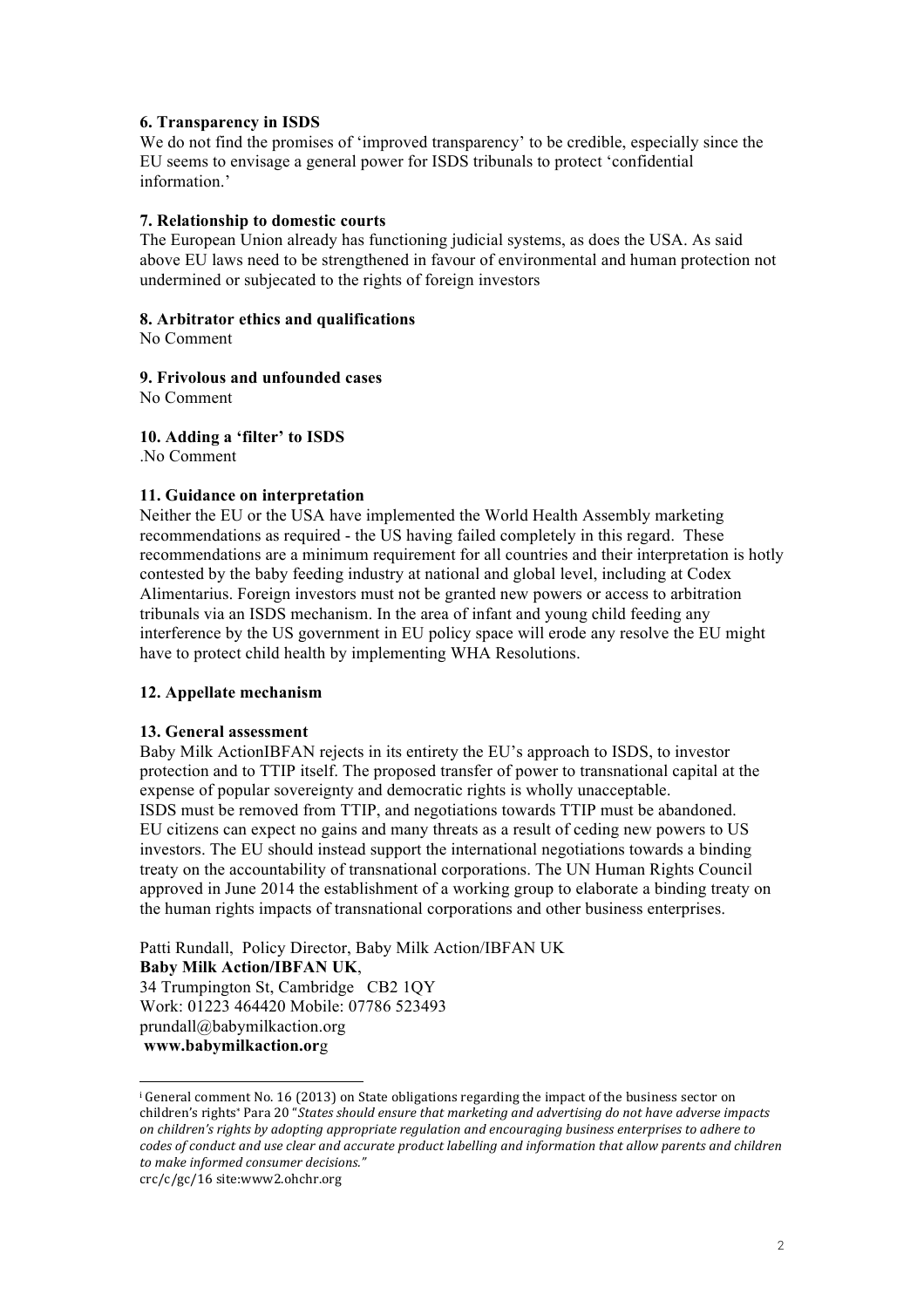**6. Transparency in ISDS**

We do not find the promises of 'improved transparency' to be credible, especially since the EU seems to envisage a general power for ISDS tribunals to protect 'confidential information.'

**7. Relationship to domestic courts**

The European Union already has functioning judicial systems, as does the USA. As said above EU laws need to be strengthened in favour of environmental and human protection not undermined or subjecated to the rights of foreign investors

**8. Arbitrator ethics and qualifications**

No Comment

**9. Frivolous and unfounded cases**

No Comment

**10. Adding a 'filter' to ISDS**

.No Comment

**11. Guidance on interpretation**

Neither the EU or the USA have implemented the World Health Assembly marketing recommendations as required - the US having failed completely in this regard. These recommendations are a minimum requirement for all countries and their interpretation is hotly contested by the baby feeding industry at national and global level, including at Codex Alimentarius. Foreign investors must not be granted new powers or access to arbitration tribunals via an ISDS mechanism. In the area of infant and young child feeding any interference by the US government in EU policy space will erode any resolve the EU might have to protect child health by implementing WHA Resolutions.

**12. Appellate mechanism**

**13. General assessment**

Baby Milk ActionIBFAN rejects in its entirety the EU's approach to ISDS, to investor protection and to TTIP itself. The proposed transfer of power to transnational capital at the expense of popular sovereignty and democratic rights is wholly unacceptable. ISDS must be removed from TTIP, and negotiations towards TTIP must be abandoned. EU citizens can expect no gains and many threats as a result of ceding new powers to US investors. The EU should instead support the international negotiations towards a binding treaty on the accountability of transnational corporations. The UN Human Rights Council approved in June 2014 the establishment of a working group to elaborate a binding treaty on the human rights impacts of transnational corporations and other business enterprises.

Patti Rundall, Policy Director, Baby Milk Action/IBFAN UK
**Baby Milk Action/IBFAN UK**,
34 Trumpington St, Cambridge CB2 1QY
Work: 01223 464420 Mobile: 07786 523493
prundall@babymilkaction.org
**www.babymilkaction.or**g

---

[i] General comment No. 16 (2013) on State obligations regarding the impact of the business sector on children's rights* Para 20 "*States should ensure that marketing and advertising do not have adverse impacts on children's rights by adopting appropriate regulation and encouraging business enterprises to adhere to codes of conduct and use clear and accurate product labelling and information that allow parents and children to make informed consumer decisions.*"
crc/c/gc/16 site:www2.ohchr.org